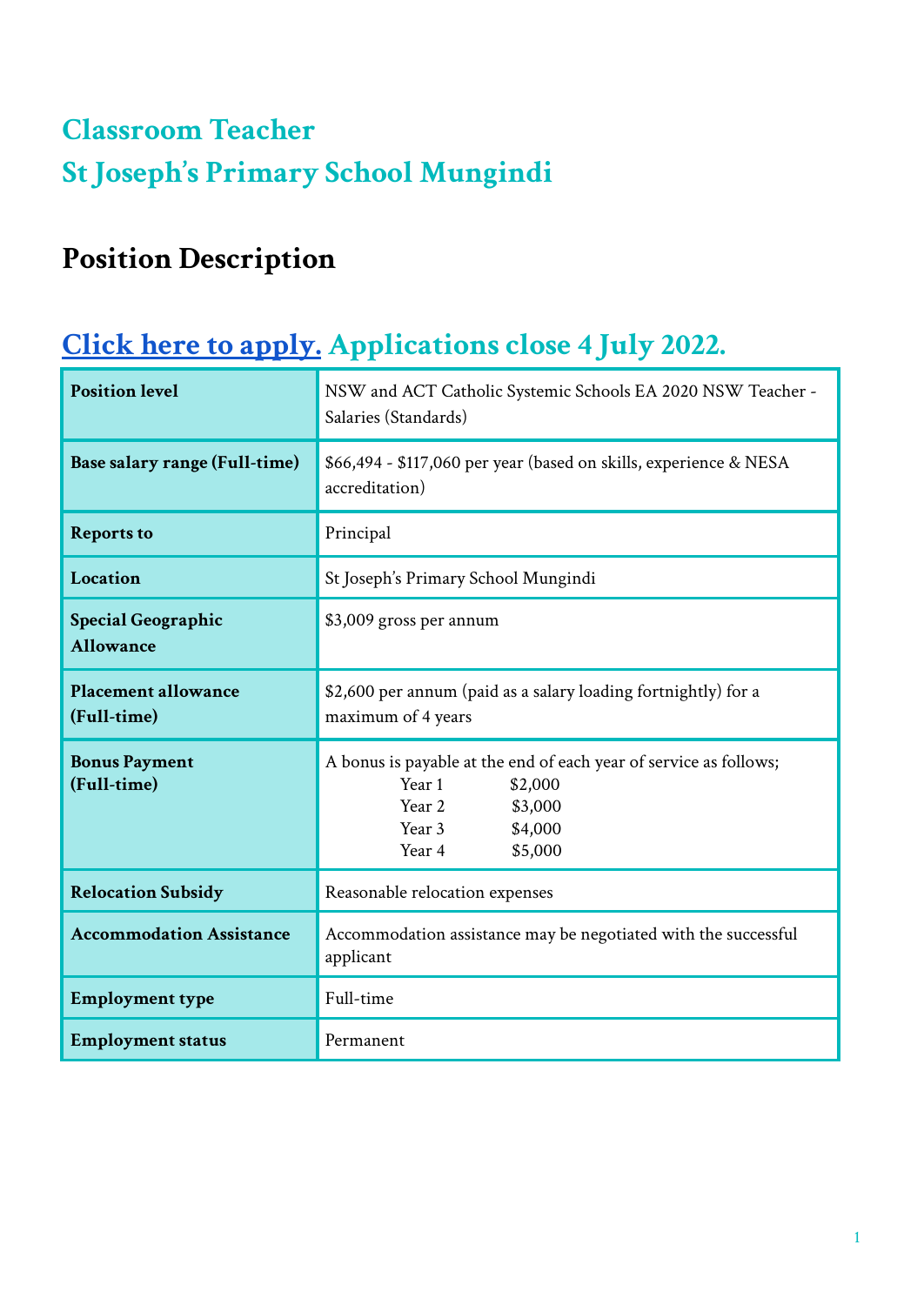# Classroom Teacher
# St Joseph's Primary School Mungindi

## Position Description

## Click here to apply. Applications close 4 July 2022.

| | |
|---|---|
| **Position level** | NSW and ACT Catholic Systemic Schools EA 2020 NSW Teacher - Salaries (Standards) |
| **Base salary range (Full-time)** | $66,494 - $117,060 per year (based on skills, experience & NESA accreditation) |
| **Reports to** | Principal |
| **Location** | St Joseph's Primary School Mungindi |
| **Special Geographic Allowance** | $3,009 gross per annum |
| **Placement allowance (Full-time)** | $2,600 per annum (paid as a salary loading fortnightly) for a maximum of 4 years |
| **Bonus Payment (Full-time)** | A bonus is payable at the end of each year of service as follows; Year 1 $2,000 Year 2 $3,000 Year 3 $4,000 Year 4 $5,000 |
| **Relocation Subsidy** | Reasonable relocation expenses |
| **Accommodation Assistance** | Accommodation assistance may be negotiated with the successful applicant |
| **Employment type** | Full-time |
| **Employment status** | Permanent |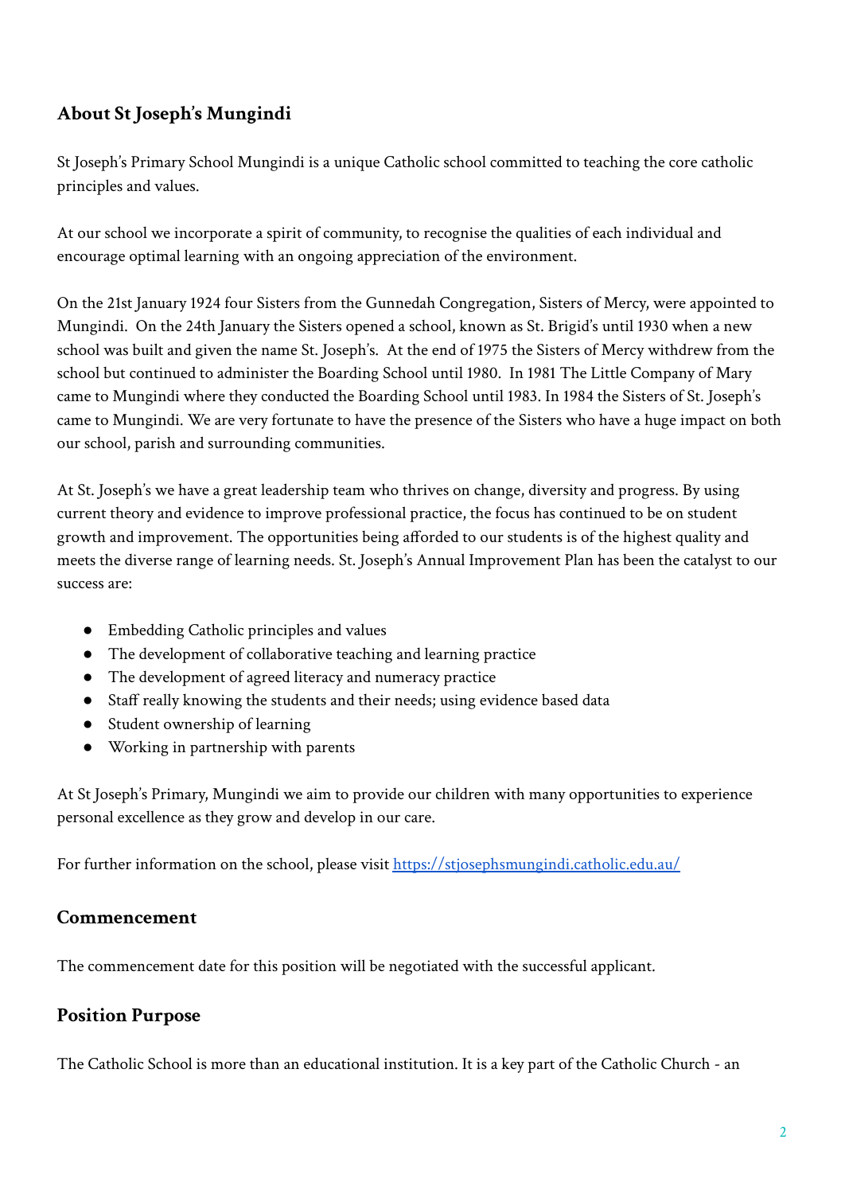## About St Joseph's Mungindi

St Joseph's Primary School Mungindi is a unique Catholic school committed to teaching the core catholic principles and values.

At our school we incorporate a spirit of community, to recognise the qualities of each individual and encourage optimal learning with an ongoing appreciation of the environment.

On the 21st January 1924 four Sisters from the Gunnedah Congregation, Sisters of Mercy, were appointed to Mungindi. On the 24th January the Sisters opened a school, known as St. Brigid's until 1930 when a new school was built and given the name St. Joseph's. At the end of 1975 the Sisters of Mercy withdrew from the school but continued to administer the Boarding School until 1980. In 1981 The Little Company of Mary came to Mungindi where they conducted the Boarding School until 1983. In 1984 the Sisters of St. Joseph's came to Mungindi. We are very fortunate to have the presence of the Sisters who have a huge impact on both our school, parish and surrounding communities.

At St. Joseph's we have a great leadership team who thrives on change, diversity and progress. By using current theory and evidence to improve professional practice, the focus has continued to be on student growth and improvement. The opportunities being afforded to our students is of the highest quality and meets the diverse range of learning needs. St. Joseph's Annual Improvement Plan has been the catalyst to our success are:

- Embedding Catholic principles and values
- The development of collaborative teaching and learning practice
- The development of agreed literacy and numeracy practice
- Staff really knowing the students and their needs; using evidence based data
- Student ownership of learning
- Working in partnership with parents

At St Joseph's Primary, Mungindi we aim to provide our children with many opportunities to experience personal excellence as they grow and develop in our care.

For further information on the school, please visit [https://stjosephsmungindi.catholic.edu.au/](https://stjosephsmungindi.catholic.edu.au/)

## Commencement

The commencement date for this position will be negotiated with the successful applicant.

## Position Purpose

The Catholic School is more than an educational institution. It is a key part of the Catholic Church - an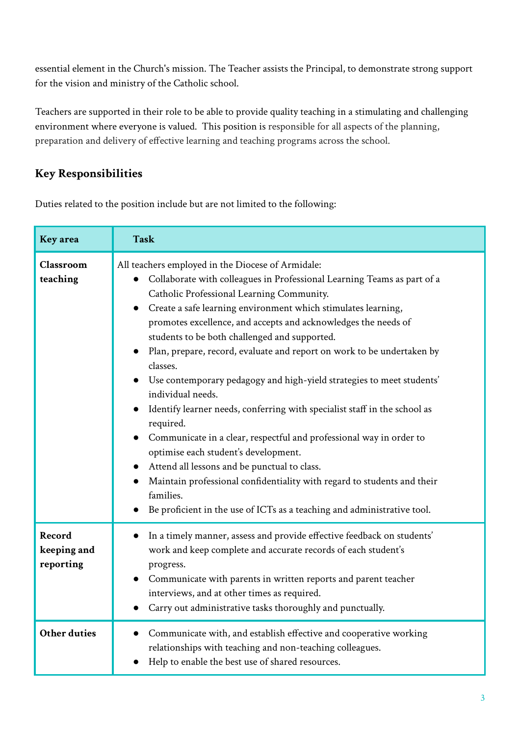essential element in the Church's mission. The Teacher assists the Principal, to demonstrate strong support for the vision and ministry of the Catholic school.

Teachers are supported in their role to be able to provide quality teaching in a stimulating and challenging environment where everyone is valued. This position is responsible for all aspects of the planning, preparation and delivery of effective learning and teaching programs across the school.

## Key Responsibilities

Duties related to the position include but are not limited to the following:

| Key area | Task |
|---|---|
| **Classroom teaching** | All teachers employed in the Diocese of Armidale:<br>• Collaborate with colleagues in Professional Learning Teams as part of a Catholic Professional Learning Community.<br>• Create a safe learning environment which stimulates learning, promotes excellence, and accepts and acknowledges the needs of students to be both challenged and supported.<br>• Plan, prepare, record, evaluate and report on work to be undertaken by classes.<br>• Use contemporary pedagogy and high-yield strategies to meet students' individual needs.<br>• Identify learner needs, conferring with specialist staff in the school as required.<br>• Communicate in a clear, respectful and professional way in order to optimise each student's development.<br>• Attend all lessons and be punctual to class.<br>• Maintain professional confidentiality with regard to students and their families.<br>• Be proficient in the use of ICTs as a teaching and administrative tool. |
| **Record keeping and reporting** | • In a timely manner, assess and provide effective feedback on students' work and keep complete and accurate records of each student's progress.<br>• Communicate with parents in written reports and parent teacher interviews, and at other times as required.<br>• Carry out administrative tasks thoroughly and punctually. |
| **Other duties** | • Communicate with, and establish effective and cooperative working relationships with teaching and non-teaching colleagues.<br>• Help to enable the best use of shared resources. |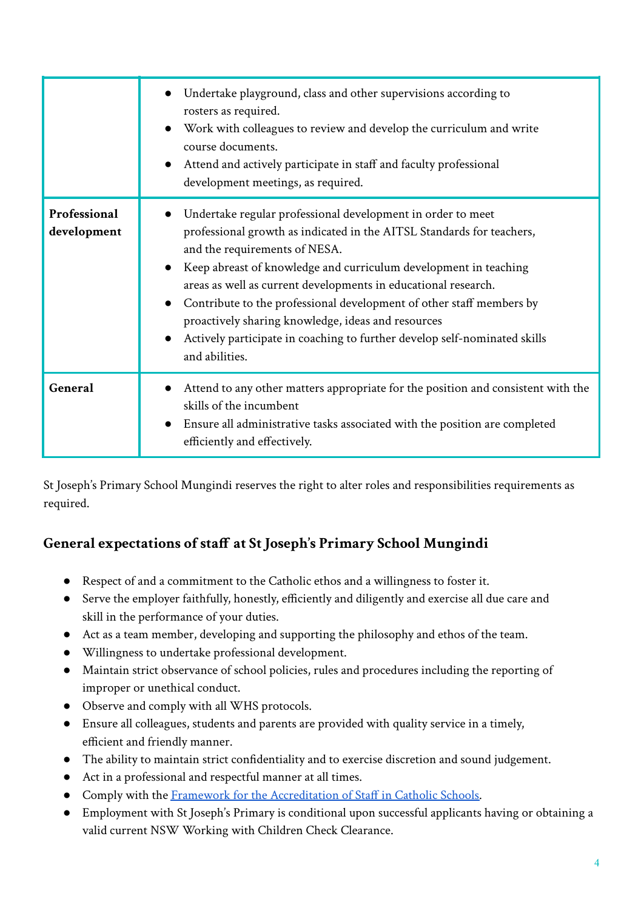| | |
|---|---|
| | • Undertake playground, class and other supervisions according to rosters as required.<br>• Work with colleagues to review and develop the curriculum and write course documents.<br>• Attend and actively participate in staff and faculty professional development meetings, as required. |
| **Professional development** | • Undertake regular professional development in order to meet professional growth as indicated in the AITSL Standards for teachers, and the requirements of NESA.<br>• Keep abreast of knowledge and curriculum development in teaching areas as well as current developments in educational research.<br>• Contribute to the professional development of other staff members by proactively sharing knowledge, ideas and resources<br>• Actively participate in coaching to further develop self-nominated skills and abilities. |
| **General** | • Attend to any other matters appropriate for the position and consistent with the skills of the incumbent<br>• Ensure all administrative tasks associated with the position are completed efficiently and effectively. |

St Joseph's Primary School Mungindi reserves the right to alter roles and responsibilities requirements as required.

## General expectations of staff at St Joseph's Primary School Mungindi

- Respect of and a commitment to the Catholic ethos and a willingness to foster it.
- Serve the employer faithfully, honestly, efficiently and diligently and exercise all due care and skill in the performance of your duties.
- Act as a team member, developing and supporting the philosophy and ethos of the team.
- Willingness to undertake professional development.
- Maintain strict observance of school policies, rules and procedures including the reporting of improper or unethical conduct.
- Observe and comply with all WHS protocols.
- Ensure all colleagues, students and parents are provided with quality service in a timely, efficient and friendly manner.
- The ability to maintain strict confidentiality and to exercise discretion and sound judgement.
- Act in a professional and respectful manner at all times.
- Comply with the Framework for the Accreditation of Staff in Catholic Schools.
- Employment with St Joseph's Primary is conditional upon successful applicants having or obtaining a valid current NSW Working with Children Check Clearance.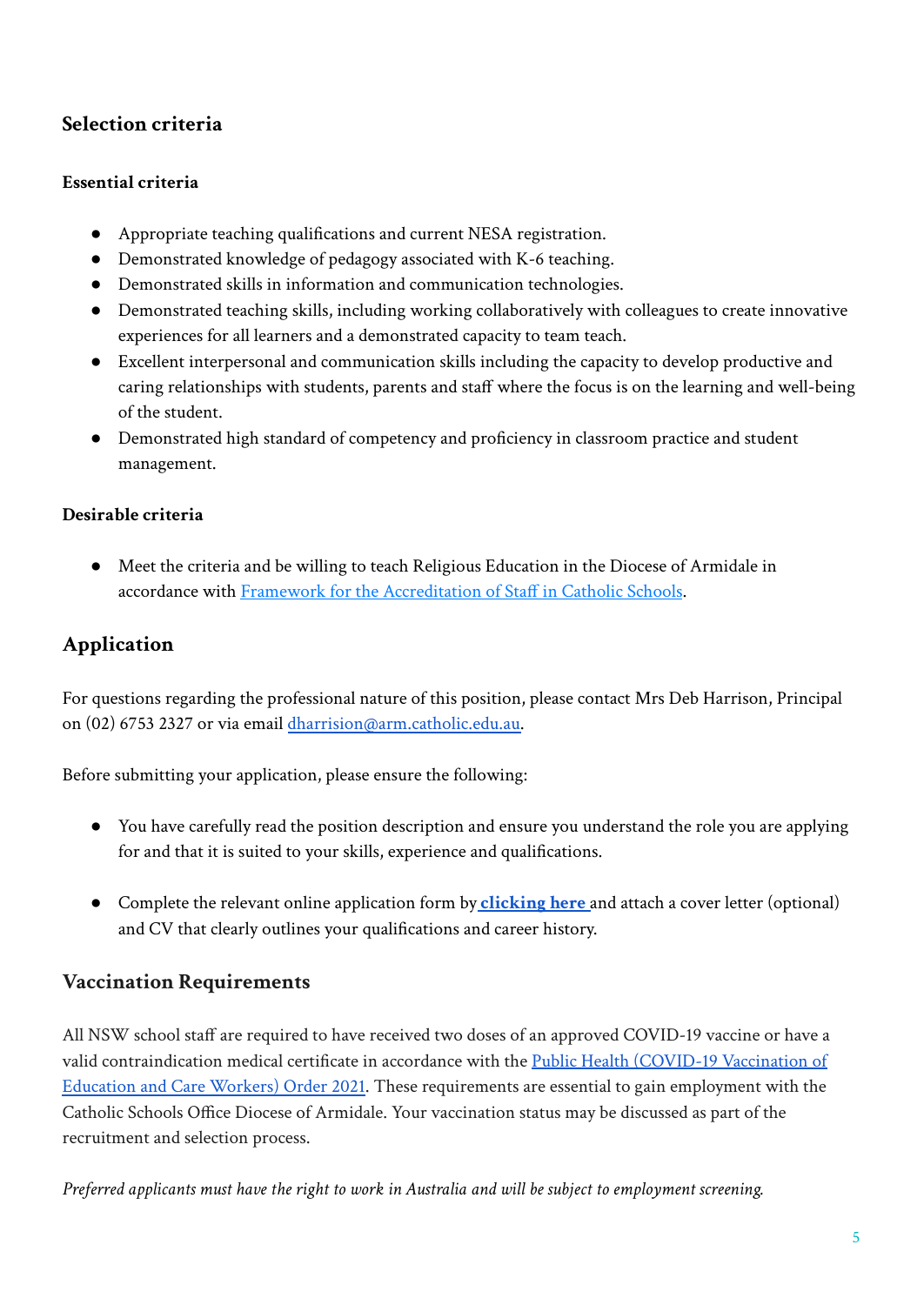## Selection criteria

### Essential criteria

- Appropriate teaching qualifications and current NESA registration.
- Demonstrated knowledge of pedagogy associated with K-6 teaching.
- Demonstrated skills in information and communication technologies.
- Demonstrated teaching skills, including working collaboratively with colleagues to create innovative experiences for all learners and a demonstrated capacity to team teach.
- Excellent interpersonal and communication skills including the capacity to develop productive and caring relationships with students, parents and staff where the focus is on the learning and well-being of the student.
- Demonstrated high standard of competency and proficiency in classroom practice and student management.

### Desirable criteria

- Meet the criteria and be willing to teach Religious Education in the Diocese of Armidale in accordance with Framework for the Accreditation of Staff in Catholic Schools.

## Application

For questions regarding the professional nature of this position, please contact Mrs Deb Harrison, Principal on (02) 6753 2327 or via email dharrision@arm.catholic.edu.au.

Before submitting your application, please ensure the following:

- You have carefully read the position description and ensure you understand the role you are applying for and that it is suited to your skills, experience and qualifications.
- Complete the relevant online application form by **clicking here** and attach a cover letter (optional) and CV that clearly outlines your qualifications and career history.

## Vaccination Requirements

All NSW school staff are required to have received two doses of an approved COVID-19 vaccine or have a valid contraindication medical certificate in accordance with the Public Health (COVID-19 Vaccination of Education and Care Workers) Order 2021. These requirements are essential to gain employment with the Catholic Schools Office Diocese of Armidale. Your vaccination status may be discussed as part of the recruitment and selection process.

*Preferred applicants must have the right to work in Australia and will be subject to employment screening.*